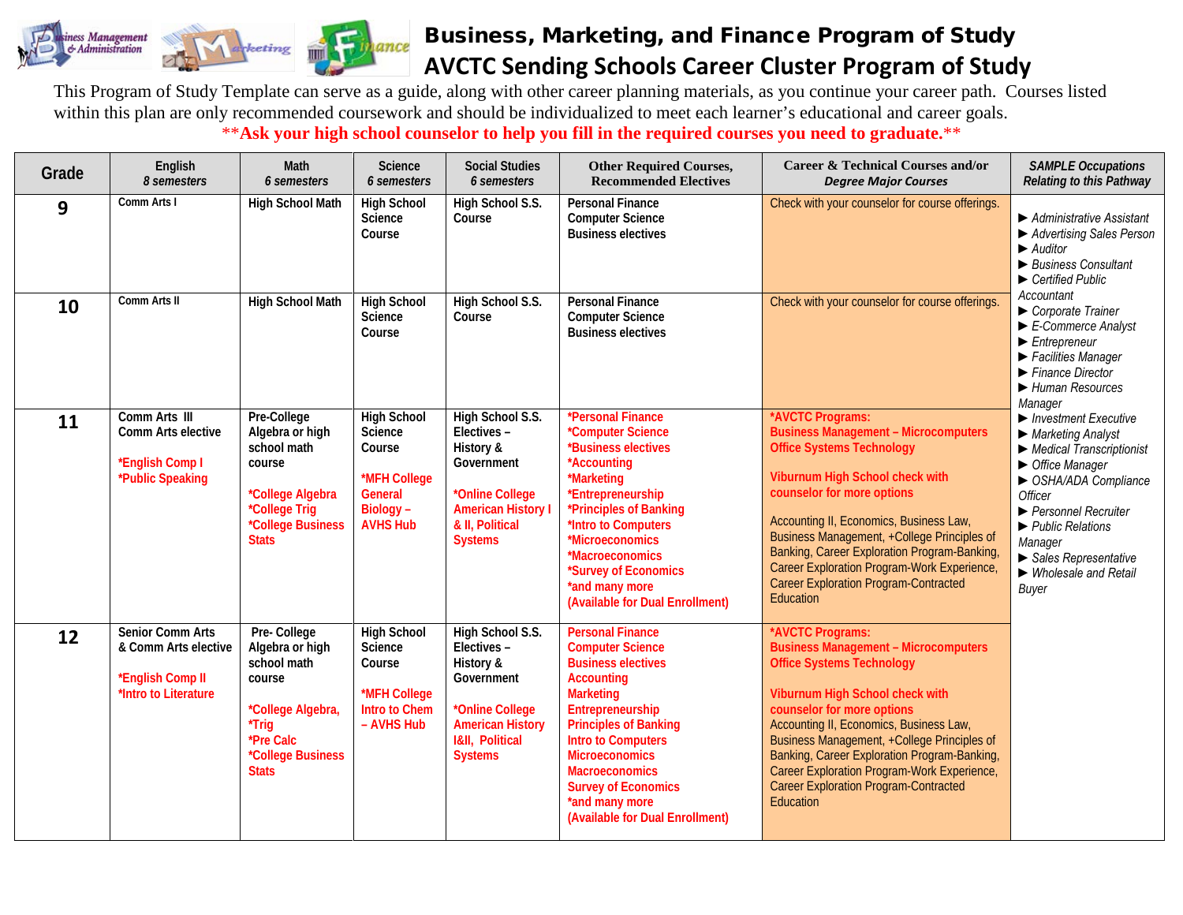# Business, Marketing, and Finance Program of Study
# AVCTC Sending Schools Career Cluster Program of Study

This Program of Study Template can serve as a guide, along with other career planning materials, as you continue your career path. Courses listed within this plan are only recommended coursework and should be individualized to meet each learner's educational and career goals.

**\*\*Ask your high school counselor to help you fill in the required courses you need to graduate.\*\***

| Grade | English *8 semesters* | Math *6 semesters* | Science *6 semesters* | Social Studies *6 semesters* | Other Required Courses, Recommended Electives | Career & Technical Courses and/or *Degree Major Courses* | *SAMPLE Occupations Relating to this Pathway* |
|---|---|---|---|---|---|---|---|
| 9 | Comm Arts I | High School Math | High School Science Course | High School S.S. Course | Personal Finance<br>Computer Science<br>Business electives | Check with your counselor for course offerings. | ► *Administrative Assistant*<br>► *Advertising Sales Person*<br>► *Auditor*<br>► *Business Consultant*<br>► *Certified Public Accountant*<br>► *Corporate Trainer*<br>► *E-Commerce Analyst*<br>► *Entrepreneur*<br>► *Facilities Manager*<br>► *Finance Director*<br>► *Human Resources Manager*<br>► *Investment Executive*<br>► *Marketing Analyst*<br>► *Medical Transcriptionist*<br>► *Office Manager*<br>► *OSHA/ADA Compliance Officer*<br>► *Personnel Recruiter*<br>► *Public Relations Manager*<br>► *Sales Representative*<br>► *Wholesale and Retail Buyer* |
| 10 | Comm Arts II | High School Math | High School Science Course | High School S.S. Course | Personal Finance<br>Computer Science<br>Business electives | Check with your counselor for course offerings. | |
| 11 | Comm Arts III<br>Comm Arts elective<br><br>*English Comp I<br>*Public Speaking | Pre-College Algebra or high school math course<br><br>*College Algebra<br>*College Trig<br>*College Business Stats | High School Science Course<br><br>*MFH College General Biology – AVHS Hub | High School S.S. Electives – History & Government<br><br>*Online College American History I & II, Political Systems | *Personal Finance<br>*Computer Science<br>*Business electives<br>*Accounting<br>*Marketing<br>*Entrepreneurship<br>*Principles of Banking<br>*Intro to Computers<br>*Microeconomics<br>*Macroeconomics<br>*Survey of Economics<br>*and many more<br>(Available for Dual Enrollment) | *AVCTC Programs:<br>Business Management – Microcomputers Office Systems Technology<br><br>Viburnum High School check with counselor for more options<br><br>Accounting II, Economics, Business Law, Business Management, +College Principles of Banking, Career Exploration Program-Banking, Career Exploration Program-Work Experience, Career Exploration Program-Contracted Education | |
| 12 | Senior Comm Arts & Comm Arts elective<br><br>*English Comp II<br>*Intro to Literature | Pre- College Algebra or high school math course<br><br>*College Algebra,<br>*Trig<br>*Pre Calc<br>*College Business Stats | High School Science Course<br><br>*MFH College Intro to Chem – AVHS Hub | High School S.S. Electives – History & Government<br><br>*Online College American History I&II, Political Systems | Personal Finance<br>Computer Science<br>Business electives<br>Accounting<br>Marketing<br>Entrepreneurship<br>Principles of Banking<br>Intro to Computers<br>Microeconomics<br>Macroeconomics<br>Survey of Economics<br>*and many more<br>(Available for Dual Enrollment) | *AVCTC Programs:<br>Business Management – Microcomputers Office Systems Technology<br><br>Viburnum High School check with counselor for more options<br>Accounting II, Economics, Business Law, Business Management, +College Principles of Banking, Career Exploration Program-Banking, Career Exploration Program-Work Experience, Career Exploration Program-Contracted Education | |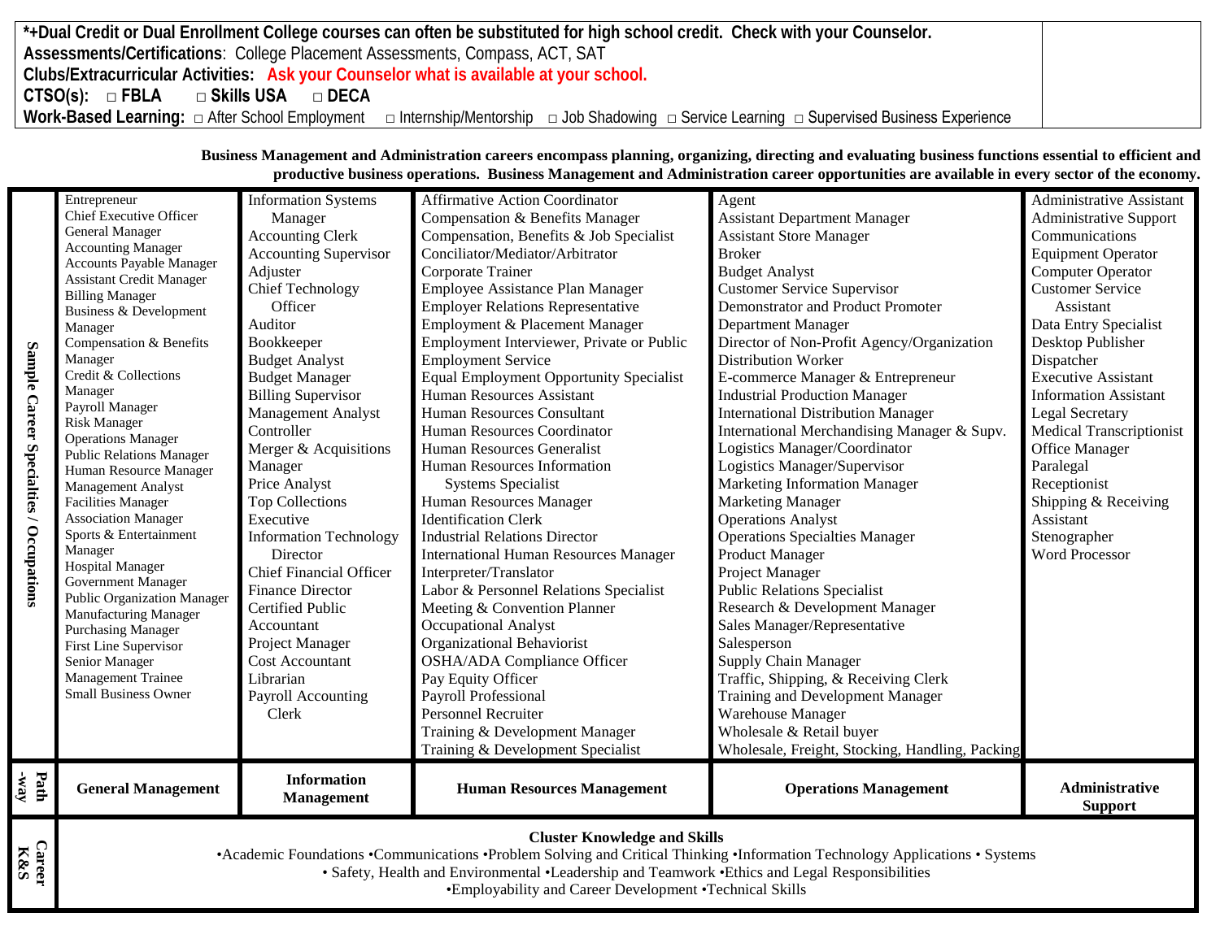**\*+Dual Credit or Dual Enrollment College courses can often be substituted for high school credit. Check with your Counselor.**
**Assessments/Certifications**: College Placement Assessments, Compass, ACT, SAT
**Clubs/Extracurricular Activities: Ask your Counselor what is available at your school.**
**CTSO(s):** □ **FBLA** □ **Skills USA** □ **DECA**
**Work-Based Learning:** □ After School Employment □ Internship/Mentorship □ Job Shadowing □ Service Learning □ Supervised Business Experience

**Business Management and Administration careers encompass planning, organizing, directing and evaluating business functions essential to efficient and productive business operations. Business Management and Administration career opportunities are available in every sector of the economy.**

| | | | | | |
|---|---|---|---|---|---|
| **Sample Career Specialties / Occupations** | Entrepreneur<br>Chief Executive Officer<br>General Manager<br>Accounting Manager<br>Accounts Payable Manager<br>Assistant Credit Manager<br>Billing Manager<br>Business & Development Manager<br>Compensation & Benefits Manager<br>Credit & Collections Manager<br>Payroll Manager<br>Risk Manager<br>Operations Manager<br>Public Relations Manager<br>Human Resource Manager<br>Management Analyst<br>Facilities Manager<br>Association Manager<br>Sports & Entertainment Manager<br>Hospital Manager<br>Government Manager<br>Public Organization Manager<br>Manufacturing Manager<br>Purchasing Manager<br>First Line Supervisor<br>Senior Manager<br>Management Trainee<br>Small Business Owner | Information Systems Manager<br>Accounting Clerk<br>Accounting Supervisor<br>Adjuster<br>Chief Technology Officer<br>Auditor<br>Bookkeeper<br>Budget Analyst<br>Budget Manager<br>Billing Supervisor<br>Management Analyst<br>Controller<br>Merger & Acquisitions Manager<br>Price Analyst<br>Top Collections Executive<br>Information Technology Director<br>Chief Financial Officer<br>Finance Director<br>Certified Public Accountant<br>Project Manager<br>Cost Accountant<br>Librarian<br>Payroll Accounting Clerk | Affirmative Action Coordinator<br>Compensation & Benefits Manager<br>Compensation, Benefits & Job Specialist<br>Conciliator/Mediator/Arbitrator<br>Corporate Trainer<br>Employee Assistance Plan Manager<br>Employer Relations Representative<br>Employment & Placement Manager<br>Employment Interviewer, Private or Public<br>Employment Service<br>Equal Employment Opportunity Specialist<br>Human Resources Assistant<br>Human Resources Consultant<br>Human Resources Coordinator<br>Human Resources Generalist<br>Human Resources Information Systems Specialist<br>Human Resources Manager<br>Identification Clerk<br>Industrial Relations Director<br>International Human Resources Manager<br>Interpreter/Translator<br>Labor & Personnel Relations Specialist<br>Meeting & Convention Planner<br>Occupational Analyst<br>Organizational Behaviorist<br>OSHA/ADA Compliance Officer<br>Pay Equity Officer<br>Payroll Professional<br>Personnel Recruiter<br>Training & Development Manager<br>Training & Development Specialist | Agent<br>Assistant Department Manager<br>Assistant Store Manager<br>Broker<br>Budget Analyst<br>Customer Service Supervisor<br>Demonstrator and Product Promoter<br>Department Manager<br>Director of Non-Profit Agency/Organization<br>Distribution Worker<br>E-commerce Manager & Entrepreneur<br>Industrial Production Manager<br>International Distribution Manager<br>International Merchandising Manager & Supv.<br>Logistics Manager/Coordinator<br>Logistics Manager/Supervisor<br>Marketing Information Manager<br>Marketing Manager<br>Operations Analyst<br>Operations Specialties Manager<br>Product Manager<br>Project Manager<br>Public Relations Specialist<br>Research & Development Manager<br>Sales Manager/Representative<br>Salesperson<br>Supply Chain Manager<br>Traffic, Shipping, & Receiving Clerk<br>Training and Development Manager<br>Warehouse Manager<br>Wholesale & Retail buyer<br>Wholesale, Freight, Stocking, Handling, Packing | Administrative Assistant<br>Administrative Support<br>Communications<br>Equipment Operator<br>Computer Operator<br>Customer Service Assistant<br>Data Entry Specialist<br>Desktop Publisher<br>Dispatcher<br>Executive Assistant<br>Information Assistant<br>Legal Secretary<br>Medical Transcriptionist<br>Office Manager<br>Paralegal<br>Receptionist<br>Shipping & Receiving Assistant<br>Stenographer<br>Word Processor |
| **Path-way** | **General Management** | **Information Management** | **Human Resources Management** | **Operations Management** | **Administrative Support** |
| **Career K&S** | **Cluster Knowledge and Skills**<br>•Academic Foundations •Communications •Problem Solving and Critical Thinking •Information Technology Applications • Systems • Safety, Health and Environmental •Leadership and Teamwork •Ethics and Legal Responsibilities •Employability and Career Development •Technical Skills | | | | |